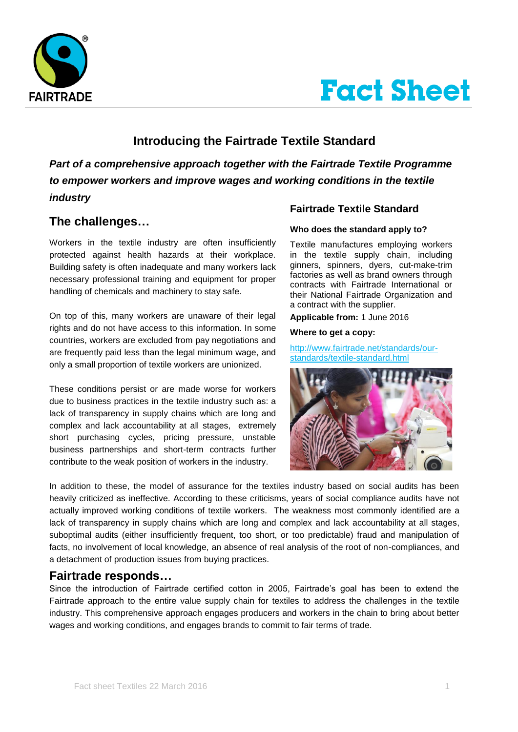# Fact Sheet

## Introducing the Fairtrade Textile Standard

***Part of a comprehensive approach together with the Fairtrade Textile Programme to empower workers and improve wages and working conditions in the textile industry***

## The challenges…

Workers in the textile industry are often insufficiently protected against health hazards at their workplace. Building safety is often inadequate and many workers lack necessary professional training and equipment for proper handling of chemicals and machinery to stay safe.

On top of this, many workers are unaware of their legal rights and do not have access to this information. In some countries, workers are excluded from pay negotiations and are frequently paid less than the legal minimum wage, and only a small proportion of textile workers are unionized.

These conditions persist or are made worse for workers due to business practices in the textile industry such as: a lack of transparency in supply chains which are long and complex and lack accountability at all stages, extremely short purchasing cycles, pricing pressure, unstable business partnerships and short-term contracts further contribute to the weak position of workers in the industry.

### Fairtrade Textile Standard

**Who does the standard apply to?**

Textile manufactures employing workers in the textile supply chain, including ginners, spinners, dyers, cut-make-trim factories as well as brand owners through contracts with Fairtrade International or their National Fairtrade Organization and a contract with the supplier.

**Applicable from:** 1 June 2016

**Where to get a copy:**

http://www.fairtrade.net/standards/our-standards/textile-standard.html

In addition to these, the model of assurance for the textiles industry based on social audits has been heavily criticized as ineffective. According to these criticisms, years of social compliance audits have not actually improved working conditions of textile workers. The weakness most commonly identified are a lack of transparency in supply chains which are long and complex and lack accountability at all stages, suboptimal audits (either insufficiently frequent, too short, or too predictable) fraud and manipulation of facts, no involvement of local knowledge, an absence of real analysis of the root of non-compliances, and a detachment of production issues from buying practices.

## Fairtrade responds…

Since the introduction of Fairtrade certified cotton in 2005, Fairtrade's goal has been to extend the Fairtrade approach to the entire value supply chain for textiles to address the challenges in the textile industry. This comprehensive approach engages producers and workers in the chain to bring about better wages and working conditions, and engages brands to commit to fair terms of trade.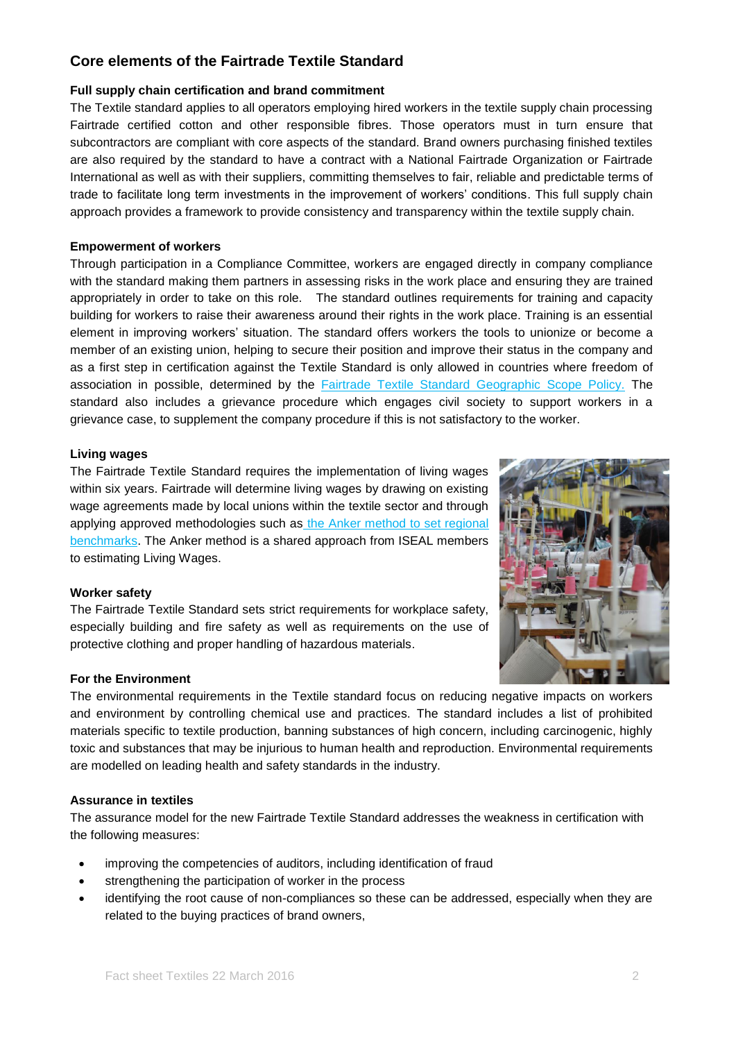## Core elements of the Fairtrade Textile Standard

**Full supply chain certification and brand commitment**

The Textile standard applies to all operators employing hired workers in the textile supply chain processing Fairtrade certified cotton and other responsible fibres. Those operators must in turn ensure that subcontractors are compliant with core aspects of the standard. Brand owners purchasing finished textiles are also required by the standard to have a contract with a National Fairtrade Organization or Fairtrade International as well as with their suppliers, committing themselves to fair, reliable and predictable terms of trade to facilitate long term investments in the improvement of workers' conditions. This full supply chain approach provides a framework to provide consistency and transparency within the textile supply chain.

**Empowerment of workers**

Through participation in a Compliance Committee, workers are engaged directly in company compliance with the standard making them partners in assessing risks in the work place and ensuring they are trained appropriately in order to take on this role. The standard outlines requirements for training and capacity building for workers to raise their awareness around their rights in the work place. Training is an essential element in improving workers' situation. The standard offers workers the tools to unionize or become a member of an existing union, helping to secure their position and improve their status in the company and as a first step in certification against the Textile Standard is only allowed in countries where freedom of association in possible, determined by the Fairtrade Textile Standard Geographic Scope Policy. The standard also includes a grievance procedure which engages civil society to support workers in a grievance case, to supplement the company procedure if this is not satisfactory to the worker.

**Living wages**

The Fairtrade Textile Standard requires the implementation of living wages within six years. Fairtrade will determine living wages by drawing on existing wage agreements made by local unions within the textile sector and through applying approved methodologies such as the Anker method to set regional benchmarks. The Anker method is a shared approach from ISEAL members to estimating Living Wages.

**Worker safety**

The Fairtrade Textile Standard sets strict requirements for workplace safety, especially building and fire safety as well as requirements on the use of protective clothing and proper handling of hazardous materials.

**For the Environment**

The environmental requirements in the Textile standard focus on reducing negative impacts on workers and environment by controlling chemical use and practices. The standard includes a list of prohibited materials specific to textile production, banning substances of high concern, including carcinogenic, highly toxic and substances that may be injurious to human health and reproduction. Environmental requirements are modelled on leading health and safety standards in the industry.

**Assurance in textiles**

The assurance model for the new Fairtrade Textile Standard addresses the weakness in certification with the following measures:

- improving the competencies of auditors, including identification of fraud
- strengthening the participation of worker in the process
- identifying the root cause of non-compliances so these can be addressed, especially when they are related to the buying practices of brand owners,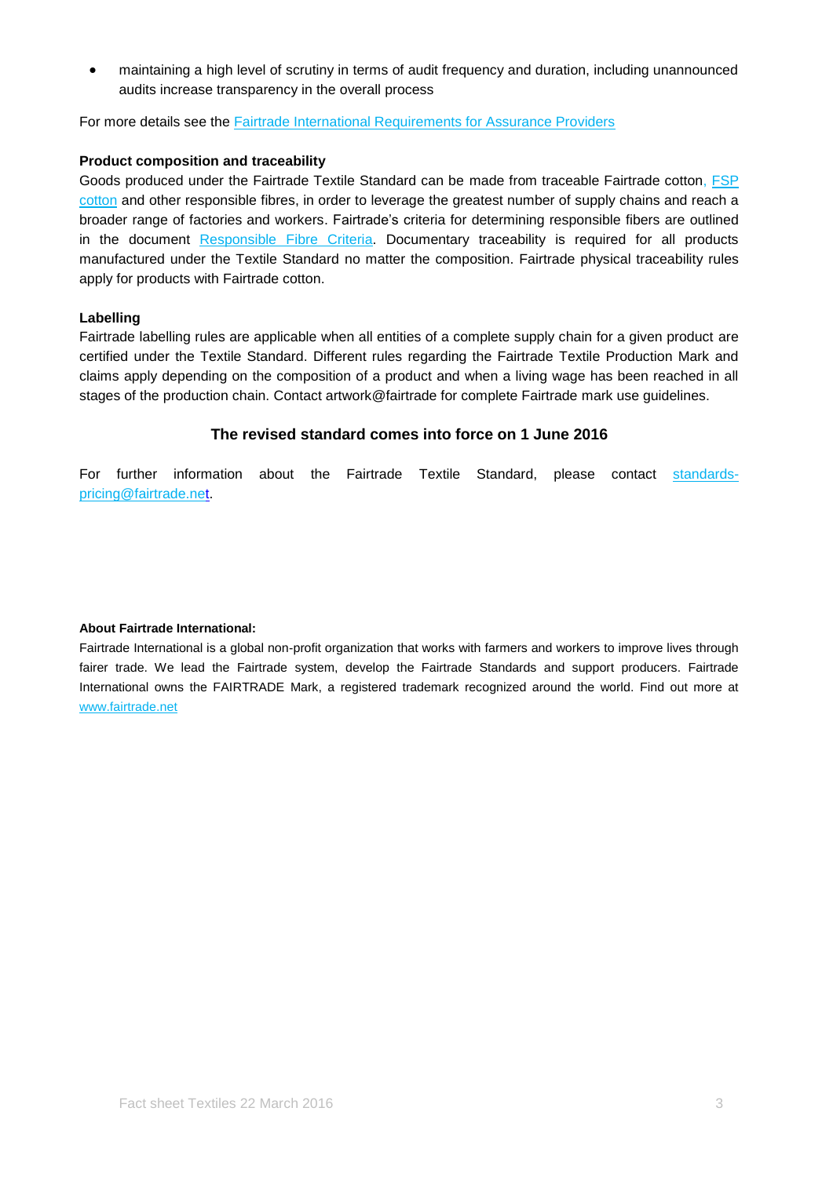- maintaining a high level of scrutiny in terms of audit frequency and duration, including unannounced audits increase transparency in the overall process

For more details see the Fairtrade International Requirements for Assurance Providers

**Product composition and traceability**

Goods produced under the Fairtrade Textile Standard can be made from traceable Fairtrade cotton, FSP cotton and other responsible fibres, in order to leverage the greatest number of supply chains and reach a broader range of factories and workers. Fairtrade's criteria for determining responsible fibers are outlined in the document Responsible Fibre Criteria. Documentary traceability is required for all products manufactured under the Textile Standard no matter the composition. Fairtrade physical traceability rules apply for products with Fairtrade cotton.

**Labelling**

Fairtrade labelling rules are applicable when all entities of a complete supply chain for a given product are certified under the Textile Standard. Different rules regarding the Fairtrade Textile Production Mark and claims apply depending on the composition of a product and when a living wage has been reached in all stages of the production chain. Contact artwork@fairtrade for complete Fairtrade mark use guidelines.

**The revised standard comes into force on 1 June 2016**

For further information about the Fairtrade Textile Standard, please contact standards-pricing@fairtrade.net.

**About Fairtrade International:**

Fairtrade International is a global non-profit organization that works with farmers and workers to improve lives through fairer trade. We lead the Fairtrade system, develop the Fairtrade Standards and support producers. Fairtrade International owns the FAIRTRADE Mark, a registered trademark recognized around the world. Find out more at www.fairtrade.net